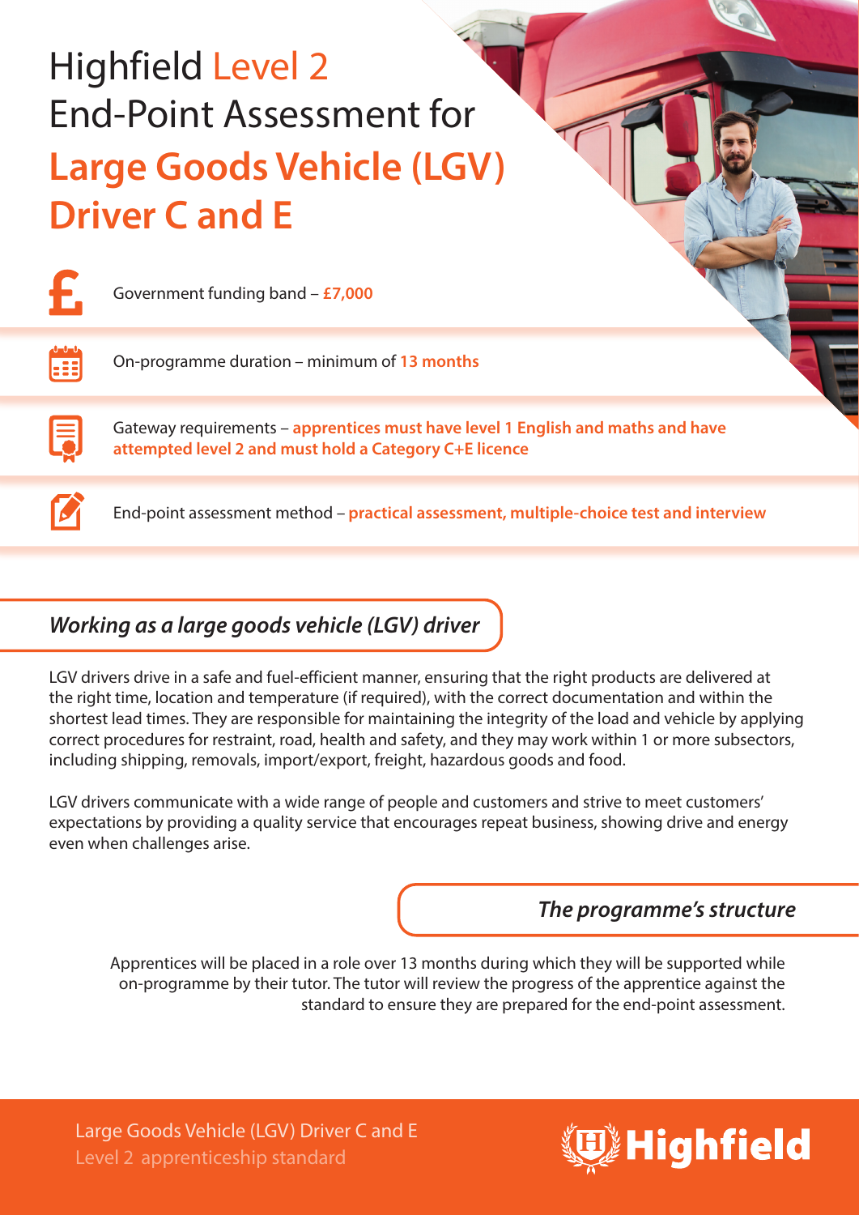# Highfield Level 2 End-Point Assessment for **Large Goods Vehicle (LGV) Driver C and E**

Government funding band – **£7,000**

On-programme duration – minimum of **13 months**

Gateway requirements – **apprentices must have level 1 English and maths and have attempted level 2 and must hold a Category C+E licence**

End-point assessment method – **practical assessment, multiple-choice test and interview**

## *Working as a large goods vehicle (LGV) driver*

LGV drivers drive in a safe and fuel-efficient manner, ensuring that the right products are delivered at the right time, location and temperature (if required), with the correct documentation and within the shortest lead times. They are responsible for maintaining the integrity of the load and vehicle by applying correct procedures for restraint, road, health and safety, and they may work within 1 or more subsectors, including shipping, removals, import/export, freight, hazardous goods and food.

LGV drivers communicate with a wide range of people and customers and strive to meet customers' expectations by providing a quality service that encourages repeat business, showing drive and energy even when challenges arise.

## *The programme's structure*

Apprentices will be placed in a role over 13 months during which they will be supported while on-programme by their tutor. The tutor will review the progress of the apprentice against the standard to ensure they are prepared for the end-point assessment.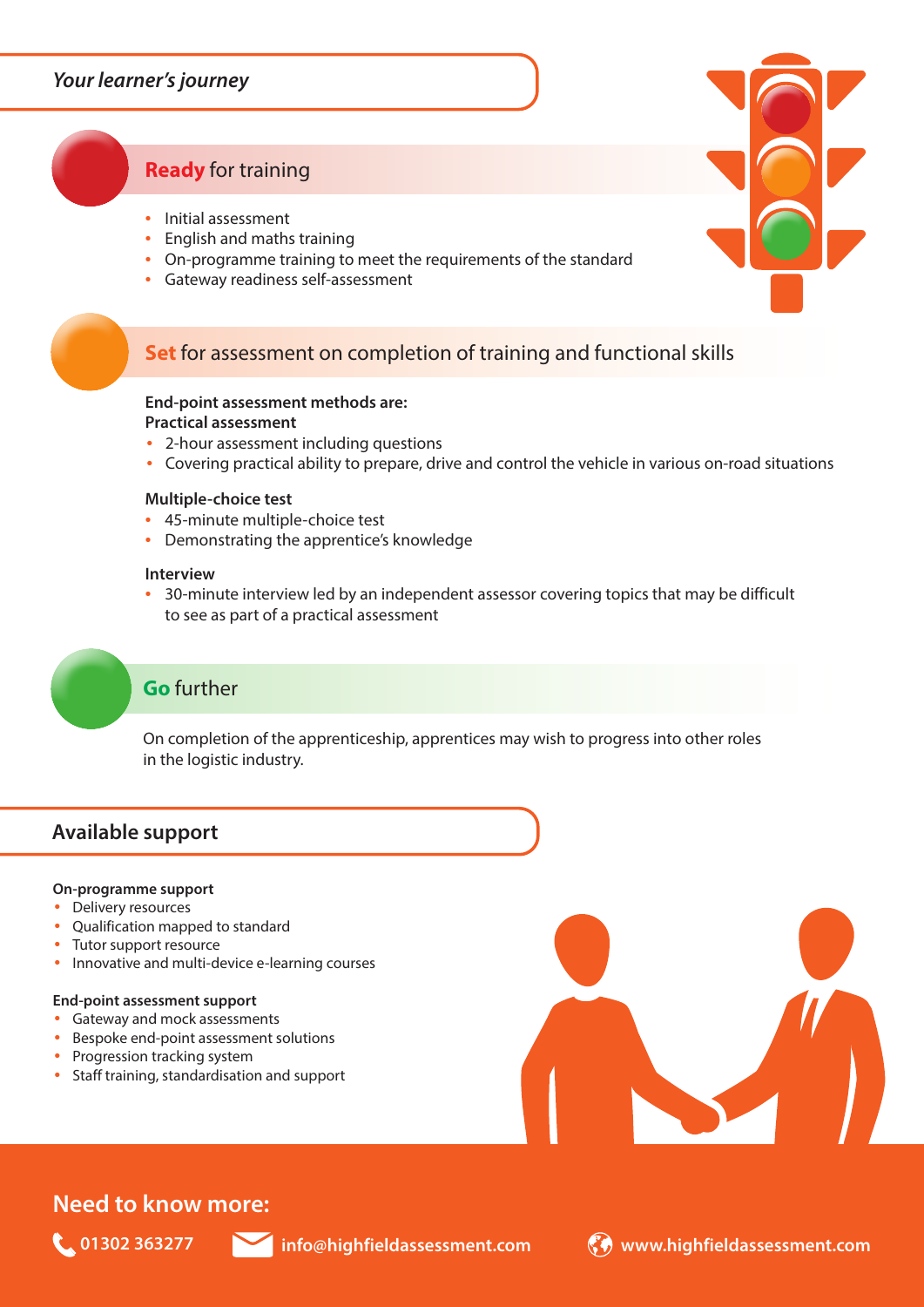## *Your learner's journey*

### **Ready** for training

- Initial assessment
- English and maths training
- On-programme training to meet the requirements of the standard
- Gateway readiness self-assessment

### **Set** for assessment on completion of training and functional skills

**End-point assessment methods are:**
**Practical assessment**

- 2-hour assessment including questions
- Covering practical ability to prepare, drive and control the vehicle in various on-road situations

**Multiple-choice test**

- 45-minute multiple-choice test
- Demonstrating the apprentice's knowledge

**Interview**

- 30-minute interview led by an independent assessor covering topics that may be difficult to see as part of a practical assessment

### **Go** further

On completion of the apprenticeship, apprentices may wish to progress into other roles in the logistic industry.

## Available support

**On-programme support**

- Delivery resources
- Qualification mapped to standard
- Tutor support resource
- Innovative and multi-device e-learning courses

**End-point assessment support**

- Gateway and mock assessments
- Bespoke end-point assessment solutions
- Progression tracking system
- Staff training, standardisation and support

## Need to know more:

**01302 363277** **info@highfieldassessment.com** **www.highfieldassessment.com**